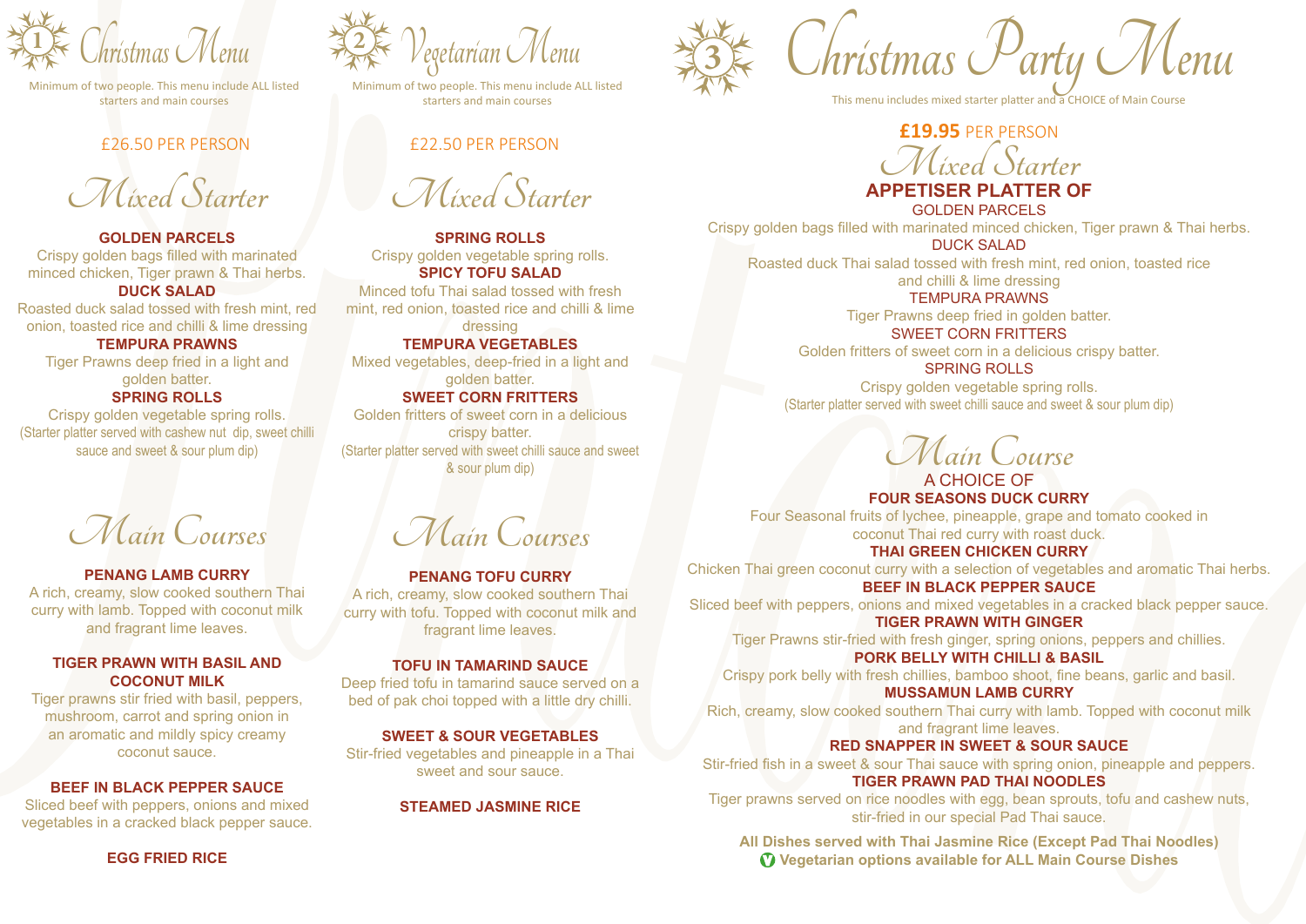# 1 Christmas Menu

Minimum of two people. This menu include ALL listed starters and main courses

£26.50 PER PERSON

## Mixed Starter

**GOLDEN PARCELS**
Crispy golden bags filled with marinated minced chicken, Tiger prawn & Thai herbs.

**DUCK SALAD**
Roasted duck salad tossed with fresh mint, red onion, toasted rice and chilli & lime dressing

**TEMPURA PRAWNS**
Tiger Prawns deep fried in a light and golden batter.

**SPRING ROLLS**
Crispy golden vegetable spring rolls.

(Starter platter served with cashew nut dip, sweet chilli sauce and sweet & sour plum dip)

## Main Courses

**PENANG LAMB CURRY**
A rich, creamy, slow cooked southern Thai curry with lamb. Topped with coconut milk and fragrant lime leaves.

**TIGER PRAWN WITH BASIL AND COCONUT MILK**
Tiger prawns stir fried with basil, peppers, mushroom, carrot and spring onion in an aromatic and mildly spicy creamy coconut sauce.

**BEEF IN BLACK PEPPER SAUCE**
Sliced beef with peppers, onions and mixed vegetables in a cracked black pepper sauce.

**EGG FRIED RICE**

# 2 Vegetarian Menu

Minimum of two people. This menu include ALL listed starters and main courses

£22.50 PER PERSON

## Mixed Starter

**SPRING ROLLS**
Crispy golden vegetable spring rolls.

**SPICY TOFU SALAD**
Minced tofu Thai salad tossed with fresh mint, red onion, toasted rice and chilli & lime dressing

**TEMPURA VEGETABLES**
Mixed vegetables, deep-fried in a light and golden batter.

**SWEET CORN FRITTERS**
Golden fritters of sweet corn in a delicious crispy batter.

(Starter platter served with sweet chilli sauce and sweet & sour plum dip)

## Main Courses

**PENANG TOFU CURRY**
A rich, creamy, slow cooked southern Thai curry with tofu. Topped with coconut milk and fragrant lime leaves.

**TOFU IN TAMARIND SAUCE**
Deep fried tofu in tamarind sauce served on a bed of pak choi topped with a little dry chilli.

**SWEET & SOUR VEGETABLES**
Stir-fried vegetables and pineapple in a Thai sweet and sour sauce.

**STEAMED JASMINE RICE**

# 3 Christmas Party Menu

This menu includes mixed starter platter and a CHOICE of Main Course

**£19.95** PER PERSON

## Mixed Starter

**APPETISER PLATTER OF**

GOLDEN PARCELS
Crispy golden bags filled with marinated minced chicken, Tiger prawn & Thai herbs.

DUCK SALAD
Roasted duck Thai salad tossed with fresh mint, red onion, toasted rice and chilli & lime dressing

TEMPURA PRAWNS
Tiger Prawns deep fried in golden batter.

SWEET CORN FRITTERS
Golden fritters of sweet corn in a delicious crispy batter.

SPRING ROLLS
Crispy golden vegetable spring rolls.

(Starter platter served with sweet chilli sauce and sweet & sour plum dip)

## Main Course

A CHOICE OF

**FOUR SEASONS DUCK CURRY**
Four Seasonal fruits of lychee, pineapple, grape and tomato cooked in coconut Thai red curry with roast duck.

**THAI GREEN CHICKEN CURRY**
Chicken Thai green coconut curry with a selection of vegetables and aromatic Thai herbs.

**BEEF IN BLACK PEPPER SAUCE**
Sliced beef with peppers, onions and mixed vegetables in a cracked black pepper sauce.

**TIGER PRAWN WITH GINGER**
Tiger Prawns stir-fried with fresh ginger, spring onions, peppers and chillies.

**PORK BELLY WITH CHILLI & BASIL**
Crispy pork belly with fresh chillies, bamboo shoot, fine beans, garlic and basil.

**MUSSAMUN LAMB CURRY**
Rich, creamy, slow cooked southern Thai curry with lamb. Topped with coconut milk and fragrant lime leaves.

**RED SNAPPER IN SWEET & SOUR SAUCE**
Stir-fried fish in a sweet & sour Thai sauce with spring onion, pineapple and peppers.

**TIGER PRAWN PAD THAI NOODLES**
Tiger prawns served on rice noodles with egg, bean sprouts, tofu and cashew nuts, stir-fried in our special Pad Thai sauce.

**All Dishes served with Thai Jasmine Rice (Except Pad Thai Noodles)**

**V Vegetarian options available for ALL Main Course Dishes**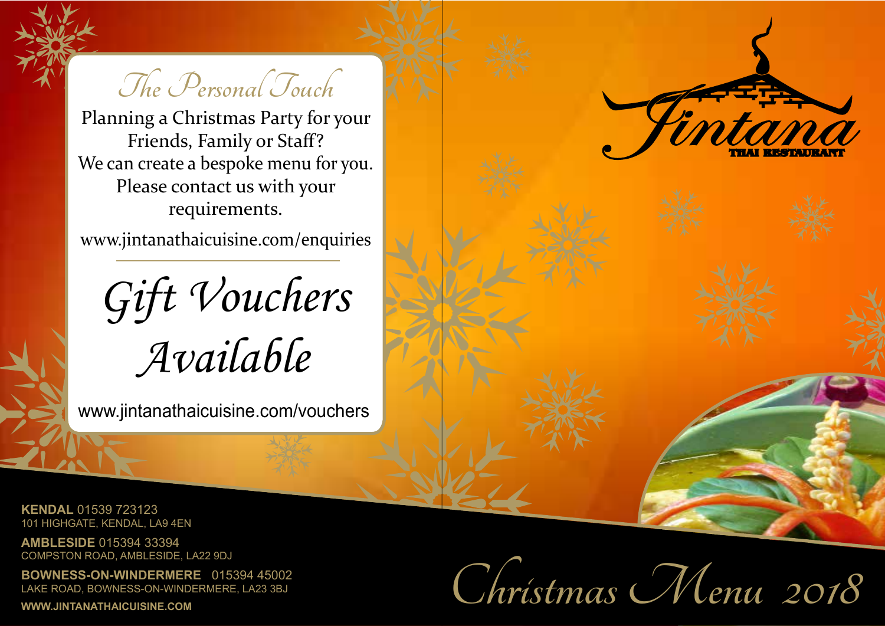## The Personal Touch

Planning a Christmas Party for your Friends, Family or Staff?
We can create a bespoke menu for you.
Please contact us with your requirements.

www.jintanathaicuisine.com/enquiries

## Gift Vouchers Available

www.jintanathaicuisine.com/vouchers

**KENDAL** 01539 723123
101 HIGHGATE, KENDAL, LA9 4EN

**AMBLESIDE** 015394 33394
COMPSTON ROAD, AMBLESIDE, LA22 9DJ

**BOWNESS-ON-WINDERMERE** 015394 45002
LAKE ROAD, BOWNESS-ON-WINDERMERE, LA23 3BJ

**WWW.JINTANATHAICUISINE.COM**

# Jintana

THAI RESTAURANT

# Christmas Menu 2018